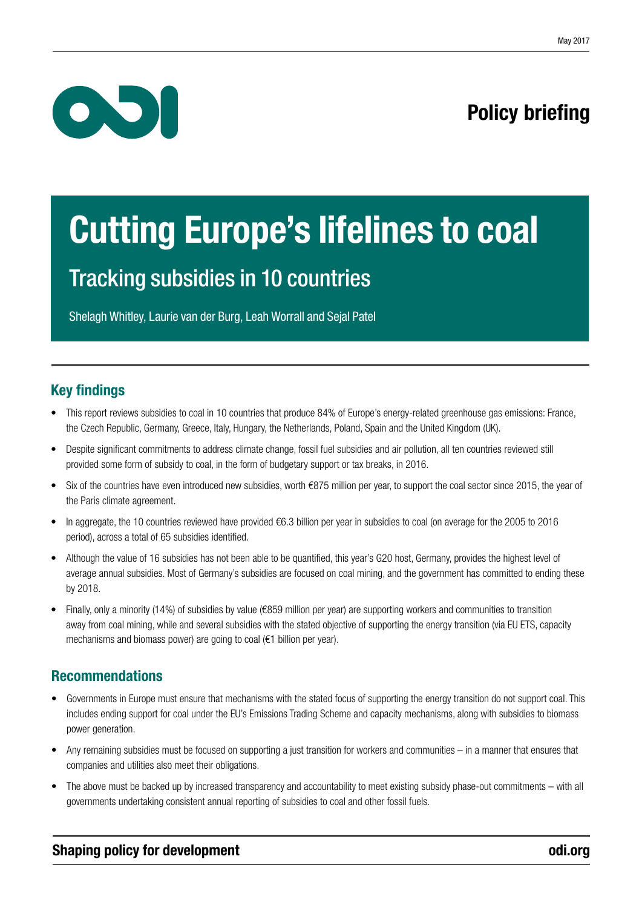May 2017

Policy briefing

# Cutting Europe's lifelines to coal

## Tracking subsidies in 10 countries

Shelagh Whitley, Laurie van der Burg, Leah Worrall and Sejal Patel

## Key findings

- This report reviews subsidies to coal in 10 countries that produce 84% of Europe's energy-related greenhouse gas emissions: France, the Czech Republic, Germany, Greece, Italy, Hungary, the Netherlands, Poland, Spain and the United Kingdom (UK).
- Despite significant commitments to address climate change, fossil fuel subsidies and air pollution, all ten countries reviewed still provided some form of subsidy to coal, in the form of budgetary support or tax breaks, in 2016.
- Six of the countries have even introduced new subsidies, worth €875 million per year, to support the coal sector since 2015, the year of the Paris climate agreement.
- In aggregate, the 10 countries reviewed have provided €6.3 billion per year in subsidies to coal (on average for the 2005 to 2016 period), across a total of 65 subsidies identified.
- Although the value of 16 subsidies has not been able to be quantified, this year's G20 host, Germany, provides the highest level of average annual subsidies. Most of Germany's subsidies are focused on coal mining, and the government has committed to ending these by 2018.
- Finally, only a minority (14%) of subsidies by value (€859 million per year) are supporting workers and communities to transition away from coal mining, while and several subsidies with the stated objective of supporting the energy transition (via EU ETS, capacity mechanisms and biomass power) are going to coal (€1 billion per year).

## Recommendations

- Governments in Europe must ensure that mechanisms with the stated focus of supporting the energy transition do not support coal. This includes ending support for coal under the EU's Emissions Trading Scheme and capacity mechanisms, along with subsidies to biomass power generation.
- Any remaining subsidies must be focused on supporting a just transition for workers and communities – in a manner that ensures that companies and utilities also meet their obligations.
- The above must be backed up by increased transparency and accountability to meet existing subsidy phase-out commitments – with all governments undertaking consistent annual reporting of subsidies to coal and other fossil fuels.

**Shaping policy for development** **odi.org**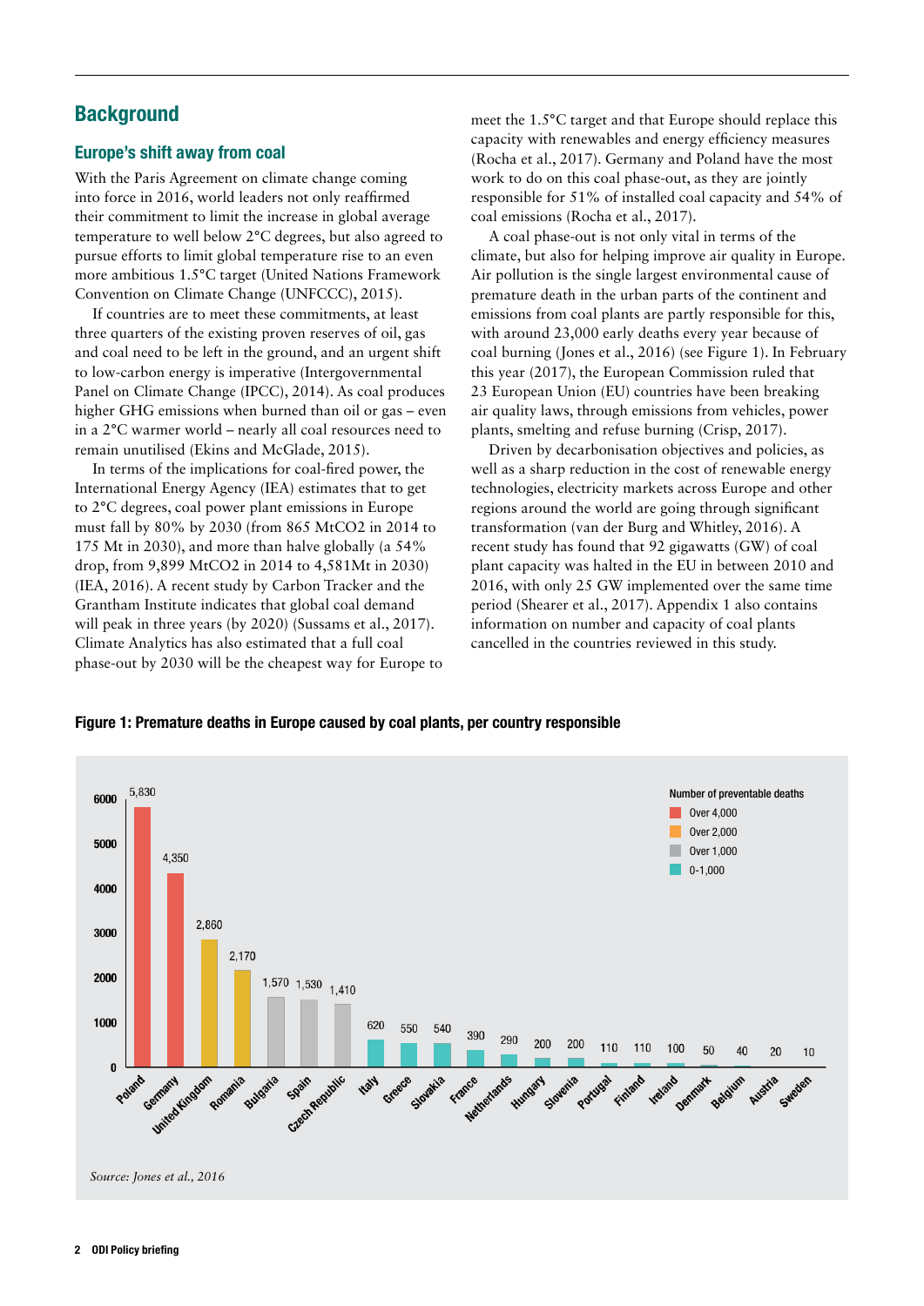## Background

### Europe's shift away from coal

With the Paris Agreement on climate change coming into force in 2016, world leaders not only reaffirmed their commitment to limit the increase in global average temperature to well below 2°C degrees, but also agreed to pursue efforts to limit global temperature rise to an even more ambitious 1.5°C target (United Nations Framework Convention on Climate Change (UNFCCC), 2015).

If countries are to meet these commitments, at least three quarters of the existing proven reserves of oil, gas and coal need to be left in the ground, and an urgent shift to low-carbon energy is imperative (Intergovernmental Panel on Climate Change (IPCC), 2014). As coal produces higher GHG emissions when burned than oil or gas – even in a 2°C warmer world – nearly all coal resources need to remain unutilised (Ekins and McGlade, 2015).

In terms of the implications for coal-fired power, the International Energy Agency (IEA) estimates that to get to 2°C degrees, coal power plant emissions in Europe must fall by 80% by 2030 (from 865 MtCO2 in 2014 to 175 Mt in 2030), and more than halve globally (a 54% drop, from 9,899 MtCO2 in 2014 to 4,581Mt in 2030) (IEA, 2016). A recent study by Carbon Tracker and the Grantham Institute indicates that global coal demand will peak in three years (by 2020) (Sussams et al., 2017). Climate Analytics has also estimated that a full coal phase-out by 2030 will be the cheapest way for Europe to meet the 1.5°C target and that Europe should replace this capacity with renewables and energy efficiency measures (Rocha et al., 2017). Germany and Poland have the most work to do on this coal phase-out, as they are jointly responsible for 51% of installed coal capacity and 54% of coal emissions (Rocha et al., 2017).

A coal phase-out is not only vital in terms of the climate, but also for helping improve air quality in Europe. Air pollution is the single largest environmental cause of premature death in the urban parts of the continent and emissions from coal plants are partly responsible for this, with around 23,000 early deaths every year because of coal burning (Jones et al., 2016) (see Figure 1). In February this year (2017), the European Commission ruled that 23 European Union (EU) countries have been breaking air quality laws, through emissions from vehicles, power plants, smelting and refuse burning (Crisp, 2017).

Driven by decarbonisation objectives and policies, as well as a sharp reduction in the cost of renewable energy technologies, electricity markets across Europe and other regions around the world are going through significant transformation (van der Burg and Whitley, 2016). A recent study has found that 92 gigawatts (GW) of coal plant capacity was halted in the EU in between 2010 and 2016, with only 25 GW implemented over the same time period (Shearer et al., 2017). Appendix 1 also contains information on number and capacity of coal plants cancelled in the countries reviewed in this study.

**Figure 1: Premature deaths in Europe caused by coal plants, per country responsible**

| Country | Number of preventable deaths |
|---|---|
| Poland | 5,830 |
| Germany | 4,350 |
| United Kingdom | 2,860 |
| Romania | 2,170 |
| Bulgaria | 1,570 |
| Spain | 1,530 |
| Czech Republic | 1,410 |
| Italy | 620 |
| Greece | 550 |
| Slovakia | 540 |
| France | 390 |
| Netherlands | 290 |
| Hungary | 200 |
| Slovenia | 200 |
| Portugal | 110 |
| Finland | 110 |
| Ireland | 100 |
| Denmark | 50 |
| Belgium | 40 |
| Austria | 20 |
| Sweden | 10 |

Number of preventable deaths: Over 4,000; Over 2,000; Over 1,000; 0-1,000

*Source: Jones et al., 2016*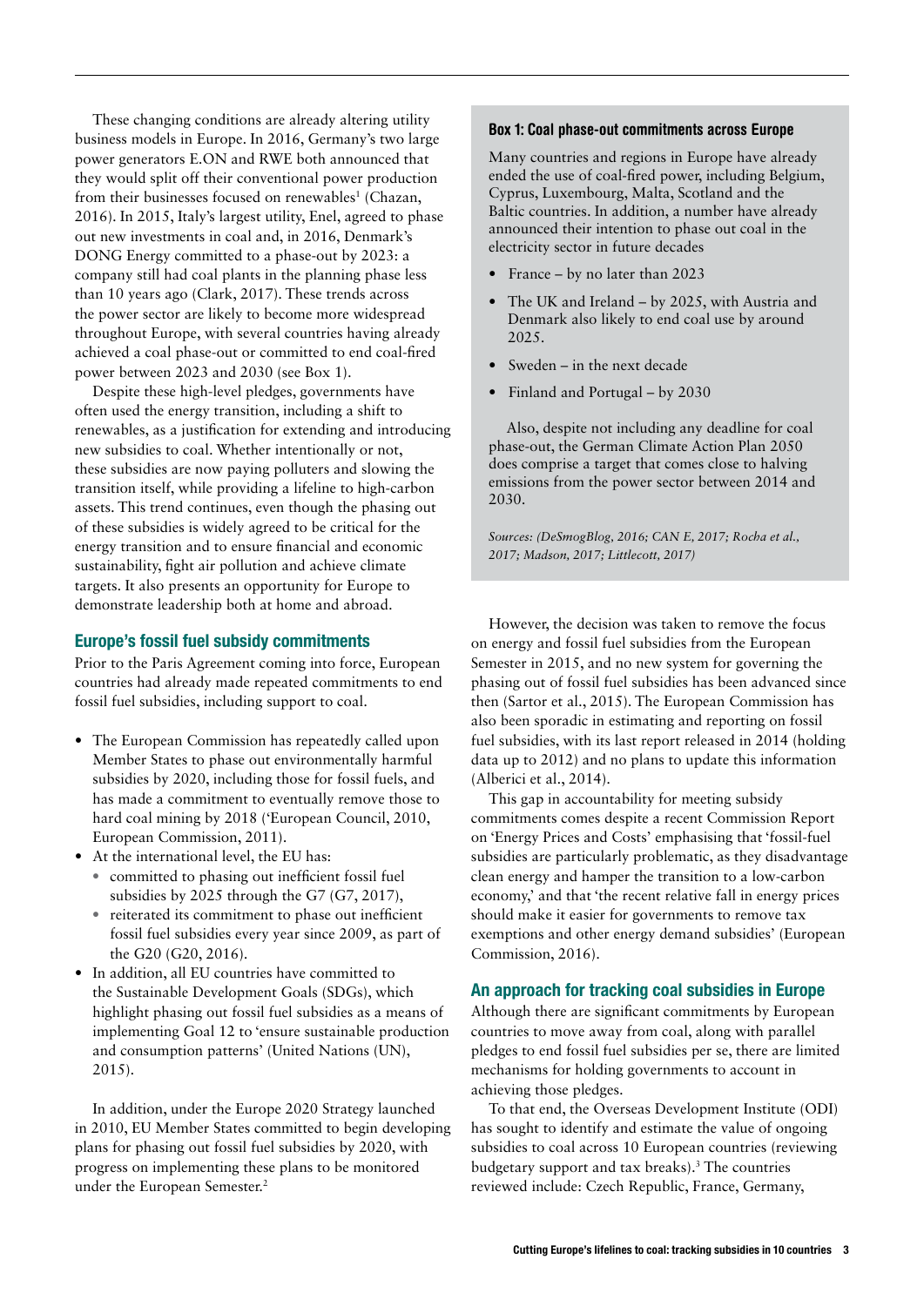These changing conditions are already altering utility business models in Europe. In 2016, Germany's two large power generators E.ON and RWE both announced that they would split off their conventional power production from their businesses focused on renewables[1] (Chazan, 2016). In 2015, Italy's largest utility, Enel, agreed to phase out new investments in coal and, in 2016, Denmark's DONG Energy committed to a phase-out by 2023: a company still had coal plants in the planning phase less than 10 years ago (Clark, 2017). These trends across the power sector are likely to become more widespread throughout Europe, with several countries having already achieved a coal phase-out or committed to end coal-fired power between 2023 and 2030 (see Box 1).

Despite these high-level pledges, governments have often used the energy transition, including a shift to renewables, as a justification for extending and introducing new subsidies to coal. Whether intentionally or not, these subsidies are now paying polluters and slowing the transition itself, while providing a lifeline to high-carbon assets. This trend continues, even though the phasing out of these subsidies is widely agreed to be critical for the energy transition and to ensure financial and economic sustainability, fight air pollution and achieve climate targets. It also presents an opportunity for Europe to demonstrate leadership both at home and abroad.

## Europe's fossil fuel subsidy commitments

Prior to the Paris Agreement coming into force, European countries had already made repeated commitments to end fossil fuel subsidies, including support to coal.

- The European Commission has repeatedly called upon Member States to phase out environmentally harmful subsidies by 2020, including those for fossil fuels, and has made a commitment to eventually remove those to hard coal mining by 2018 ('European Council, 2010, European Commission, 2011).
- At the international level, the EU has:
  - committed to phasing out inefficient fossil fuel subsidies by 2025 through the G7 (G7, 2017),
  - reiterated its commitment to phase out inefficient fossil fuel subsidies every year since 2009, as part of the G20 (G20, 2016).
- In addition, all EU countries have committed to the Sustainable Development Goals (SDGs), which highlight phasing out fossil fuel subsidies as a means of implementing Goal 12 to 'ensure sustainable production and consumption patterns' (United Nations (UN), 2015).

In addition, under the Europe 2020 Strategy launched in 2010, EU Member States committed to begin developing plans for phasing out fossil fuel subsidies by 2020, with progress on implementing these plans to be monitored under the European Semester.[2]

> **Box 1: Coal phase-out commitments across Europe**
>
> Many countries and regions in Europe have already ended the use of coal-fired power, including Belgium, Cyprus, Luxembourg, Malta, Scotland and the Baltic countries. In addition, a number have already announced their intention to phase out coal in the electricity sector in future decades
>
> - France – by no later than 2023
> - The UK and Ireland – by 2025, with Austria and Denmark also likely to end coal use by around 2025.
> - Sweden – in the next decade
> - Finland and Portugal – by 2030
>
> Also, despite not including any deadline for coal phase-out, the German Climate Action Plan 2050 does comprise a target that comes close to halving emissions from the power sector between 2014 and 2030.
>
> *Sources: (DeSmogBlog, 2016; CAN E, 2017; Rocha et al., 2017; Madson, 2017; Littlecott, 2017)*

However, the decision was taken to remove the focus on energy and fossil fuel subsidies from the European Semester in 2015, and no new system for governing the phasing out of fossil fuel subsidies has been advanced since then (Sartor et al., 2015). The European Commission has also been sporadic in estimating and reporting on fossil fuel subsidies, with its last report released in 2014 (holding data up to 2012) and no plans to update this information (Alberici et al., 2014).

This gap in accountability for meeting subsidy commitments comes despite a recent Commission Report on 'Energy Prices and Costs' emphasising that 'fossil-fuel subsidies are particularly problematic, as they disadvantage clean energy and hamper the transition to a low-carbon economy,' and that 'the recent relative fall in energy prices should make it easier for governments to remove tax exemptions and other energy demand subsidies' (European Commission, 2016).

## An approach for tracking coal subsidies in Europe

Although there are significant commitments by European countries to move away from coal, along with parallel pledges to end fossil fuel subsidies per se, there are limited mechanisms for holding governments to account in achieving those pledges.

To that end, the Overseas Development Institute (ODI) has sought to identify and estimate the value of ongoing subsidies to coal across 10 European countries (reviewing budgetary support and tax breaks).[3] The countries reviewed include: Czech Republic, France, Germany,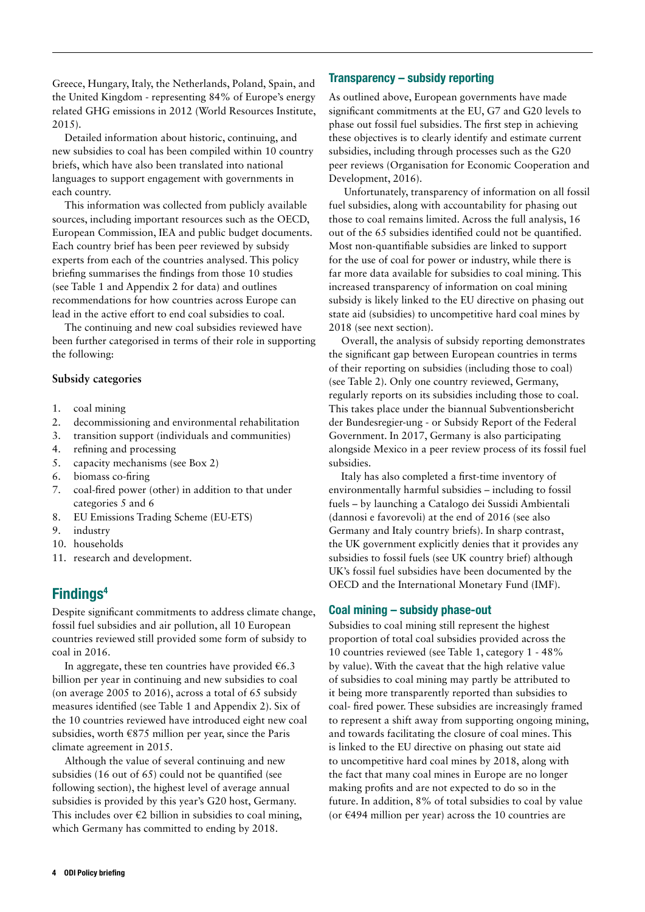Greece, Hungary, Italy, the Netherlands, Poland, Spain, and the United Kingdom - representing 84% of Europe's energy related GHG emissions in 2012 (World Resources Institute, 2015).

Detailed information about historic, continuing, and new subsidies to coal has been compiled within 10 country briefs, which have also been translated into national languages to support engagement with governments in each country.

This information was collected from publicly available sources, including important resources such as the OECD, European Commission, IEA and public budget documents. Each country brief has been peer reviewed by subsidy experts from each of the countries analysed. This policy briefing summarises the findings from those 10 studies (see Table 1 and Appendix 2 for data) and outlines recommendations for how countries across Europe can lead in the active effort to end coal subsidies to coal.

The continuing and new coal subsidies reviewed have been further categorised in terms of their role in supporting the following:

**Subsidy categories**

1. coal mining
2. decommissioning and environmental rehabilitation
3. transition support (individuals and communities)
4. refining and processing
5. capacity mechanisms (see Box 2)
6. biomass co-firing
7. coal-fired power (other) in addition to that under categories 5 and 6
8. EU Emissions Trading Scheme (EU-ETS)
9. industry
10. households
11. research and development.

## Findings[4]

Despite significant commitments to address climate change, fossil fuel subsidies and air pollution, all 10 European countries reviewed still provided some form of subsidy to coal in 2016.

In aggregate, these ten countries have provided €6.3 billion per year in continuing and new subsidies to coal (on average 2005 to 2016), across a total of 65 subsidy measures identified (see Table 1 and Appendix 2). Six of the 10 countries reviewed have introduced eight new coal subsidies, worth €875 million per year, since the Paris climate agreement in 2015.

Although the value of several continuing and new subsidies (16 out of 65) could not be quantified (see following section), the highest level of average annual subsidies is provided by this year's G20 host, Germany. This includes over €2 billion in subsidies to coal mining, which Germany has committed to ending by 2018.

### Transparency – subsidy reporting

As outlined above, European governments have made significant commitments at the EU, G7 and G20 levels to phase out fossil fuel subsidies. The first step in achieving these objectives is to clearly identify and estimate current subsidies, including through processes such as the G20 peer reviews (Organisation for Economic Cooperation and Development, 2016).

Unfortunately, transparency of information on all fossil fuel subsidies, along with accountability for phasing out those to coal remains limited. Across the full analysis, 16 out of the 65 subsidies identified could not be quantified. Most non-quantifiable subsidies are linked to support for the use of coal for power or industry, while there is far more data available for subsidies to coal mining. This increased transparency of information on coal mining subsidy is likely linked to the EU directive on phasing out state aid (subsidies) to uncompetitive hard coal mines by 2018 (see next section).

Overall, the analysis of subsidy reporting demonstrates the significant gap between European countries in terms of their reporting on subsidies (including those to coal) (see Table 2). Only one country reviewed, Germany, regularly reports on its subsidies including those to coal. This takes place under the biannual Subventionsbericht der Bundesregier-ung - or Subsidy Report of the Federal Government. In 2017, Germany is also participating alongside Mexico in a peer review process of its fossil fuel subsidies.

Italy has also completed a first-time inventory of environmentally harmful subsidies – including to fossil fuels – by launching a Catalogo dei Sussidi Ambientali (dannosi e favorevoli) at the end of 2016 (see also Germany and Italy country briefs). In sharp contrast, the UK government explicitly denies that it provides any subsidies to fossil fuels (see UK country brief) although UK's fossil fuel subsidies have been documented by the OECD and the International Monetary Fund (IMF).

### Coal mining – subsidy phase-out

Subsidies to coal mining still represent the highest proportion of total coal subsidies provided across the 10 countries reviewed (see Table 1, category 1 - 48% by value). With the caveat that the high relative value of subsidies to coal mining may partly be attributed to it being more transparently reported than subsidies to coal- fired power. These subsidies are increasingly framed to represent a shift away from supporting ongoing mining, and towards facilitating the closure of coal mines. This is linked to the EU directive on phasing out state aid to uncompetitive hard coal mines by 2018, along with the fact that many coal mines in Europe are no longer making profits and are not expected to do so in the future. In addition, 8% of total subsidies to coal by value (or €494 million per year) across the 10 countries are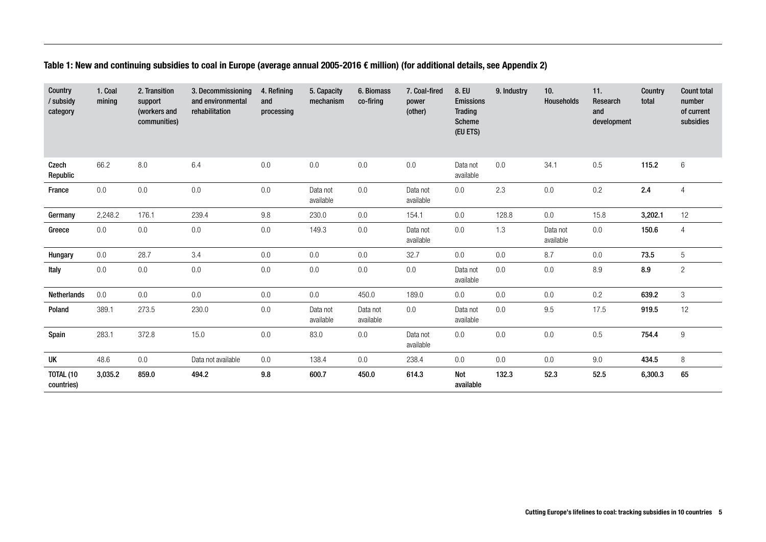**Table 1: New and continuing subsidies to coal in Europe (average annual 2005-2016 € million) (for additional details, see Appendix 2)**

| Country / subsidy category | 1. Coal mining | 2. Transition support (workers and communities) | 3. Decommissioning and environmental rehabilitation | 4. Refining and processing | 5. Capacity mechanism | 6. Biomass co-firing | 7. Coal-fired power (other) | 8. EU Emissions Trading Scheme (EU ETS) | 9. Industry | 10. Households | 11. Research and development | Country total | Count total number of current subsidies |
|---|---|---|---|---|---|---|---|---|---|---|---|---|---|
| **Czech Republic** | 66.2 | 8.0 | 6.4 | 0.0 | 0.0 | 0.0 | 0.0 | Data not available | 0.0 | 34.1 | 0.5 | **115.2** | 6 |
| **France** | 0.0 | 0.0 | 0.0 | 0.0 | Data not available | 0.0 | Data not available | 0.0 | 2.3 | 0.0 | 0.2 | **2.4** | 4 |
| **Germany** | 2,248.2 | 176.1 | 239.4 | 9.8 | 230.0 | 0.0 | 154.1 | 0.0 | 128.8 | 0.0 | 15.8 | **3,202.1** | 12 |
| **Greece** | 0.0 | 0.0 | 0.0 | 0.0 | 149.3 | 0.0 | Data not available | 0.0 | 1.3 | Data not available | 0.0 | **150.6** | 4 |
| **Hungary** | 0.0 | 28.7 | 3.4 | 0.0 | 0.0 | 0.0 | 32.7 | 0.0 | 0.0 | 8.7 | 0.0 | **73.5** | 5 |
| **Italy** | 0.0 | 0.0 | 0.0 | 0.0 | 0.0 | 0.0 | 0.0 | Data not available | 0.0 | 0.0 | 8.9 | **8.9** | 2 |
| **Netherlands** | 0.0 | 0.0 | 0.0 | 0.0 | 0.0 | 450.0 | 189.0 | 0.0 | 0.0 | 0.0 | 0.2 | **639.2** | 3 |
| **Poland** | 389.1 | 273.5 | 230.0 | 0.0 | Data not available | Data not available | 0.0 | Data not available | 0.0 | 9.5 | 17.5 | **919.5** | 12 |
| **Spain** | 283.1 | 372.8 | 15.0 | 0.0 | 83.0 | 0.0 | Data not available | 0.0 | 0.0 | 0.0 | 0.5 | **754.4** | 9 |
| **UK** | 48.6 | 0.0 | Data not available | 0.0 | 138.4 | 0.0 | 238.4 | 0.0 | 0.0 | 0.0 | 9.0 | **434.5** | 8 |
| **TOTAL (10 countries)** | **3,035.2** | **859.0** | **494.2** | **9.8** | **600.7** | **450.0** | **614.3** | **Not available** | **132.3** | **52.3** | **52.5** | **6,300.3** | **65** |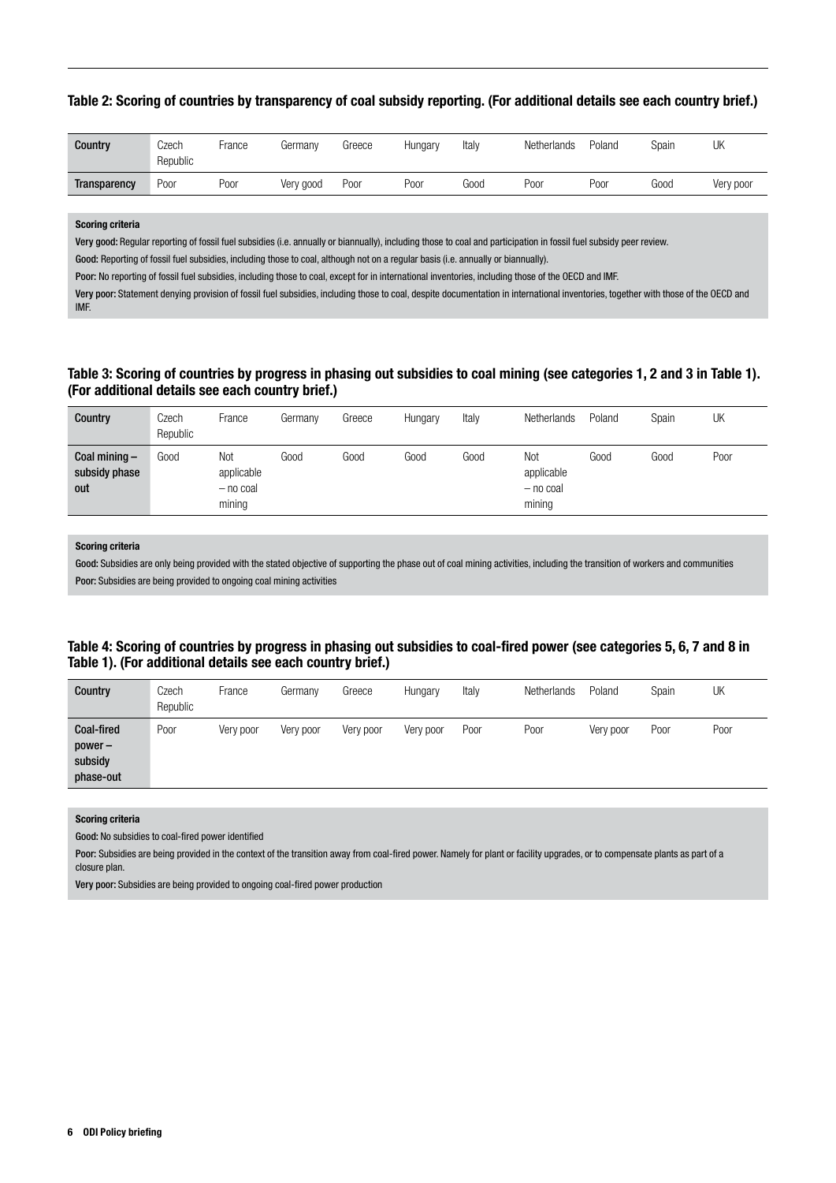**Table 2: Scoring of countries by transparency of coal subsidy reporting. (For additional details see each country brief.)**

| Country | Czech Republic | France | Germany | Greece | Hungary | Italy | Netherlands | Poland | Spain | UK |
|---|---|---|---|---|---|---|---|---|---|---|
| Transparency | Poor | Poor | Very good | Poor | Poor | Good | Poor | Poor | Good | Very poor |

**Scoring criteria**

**Very good:** Regular reporting of fossil fuel subsidies (i.e. annually or biannually), including those to coal and participation in fossil fuel subsidy peer review.

**Good:** Reporting of fossil fuel subsidies, including those to coal, although not on a regular basis (i.e. annually or biannually).

**Poor:** No reporting of fossil fuel subsidies, including those to coal, except for in international inventories, including those of the OECD and IMF.

**Very poor:** Statement denying provision of fossil fuel subsidies, including those to coal, despite documentation in international inventories, together with those of the OECD and IMF.

**Table 3: Scoring of countries by progress in phasing out subsidies to coal mining (see categories 1, 2 and 3 in Table 1). (For additional details see each country brief.)**

| Country | Czech Republic | France | Germany | Greece | Hungary | Italy | Netherlands | Poland | Spain | UK |
|---|---|---|---|---|---|---|---|---|---|---|
| Coal mining – subsidy phase out | Good | Not applicable – no coal mining | Good | Good | Good | Good | Not applicable – no coal mining | Good | Good | Poor |

**Scoring criteria**

**Good:** Subsidies are only being provided with the stated objective of supporting the phase out of coal mining activities, including the transition of workers and communities

**Poor:** Subsidies are being provided to ongoing coal mining activities

**Table 4: Scoring of countries by progress in phasing out subsidies to coal-fired power (see categories 5, 6, 7 and 8 in Table 1). (For additional details see each country brief.)**

| Country | Czech Republic | France | Germany | Greece | Hungary | Italy | Netherlands | Poland | Spain | UK |
|---|---|---|---|---|---|---|---|---|---|---|
| Coal-fired power – subsidy phase-out | Poor | Very poor | Very poor | Very poor | Very poor | Poor | Poor | Very poor | Poor | Poor |

**Scoring criteria**

**Good:** No subsidies to coal-fired power identified

**Poor:** Subsidies are being provided in the context of the transition away from coal-fired power. Namely for plant or facility upgrades, or to compensate plants as part of a closure plan.

**Very poor:** Subsidies are being provided to ongoing coal-fired power production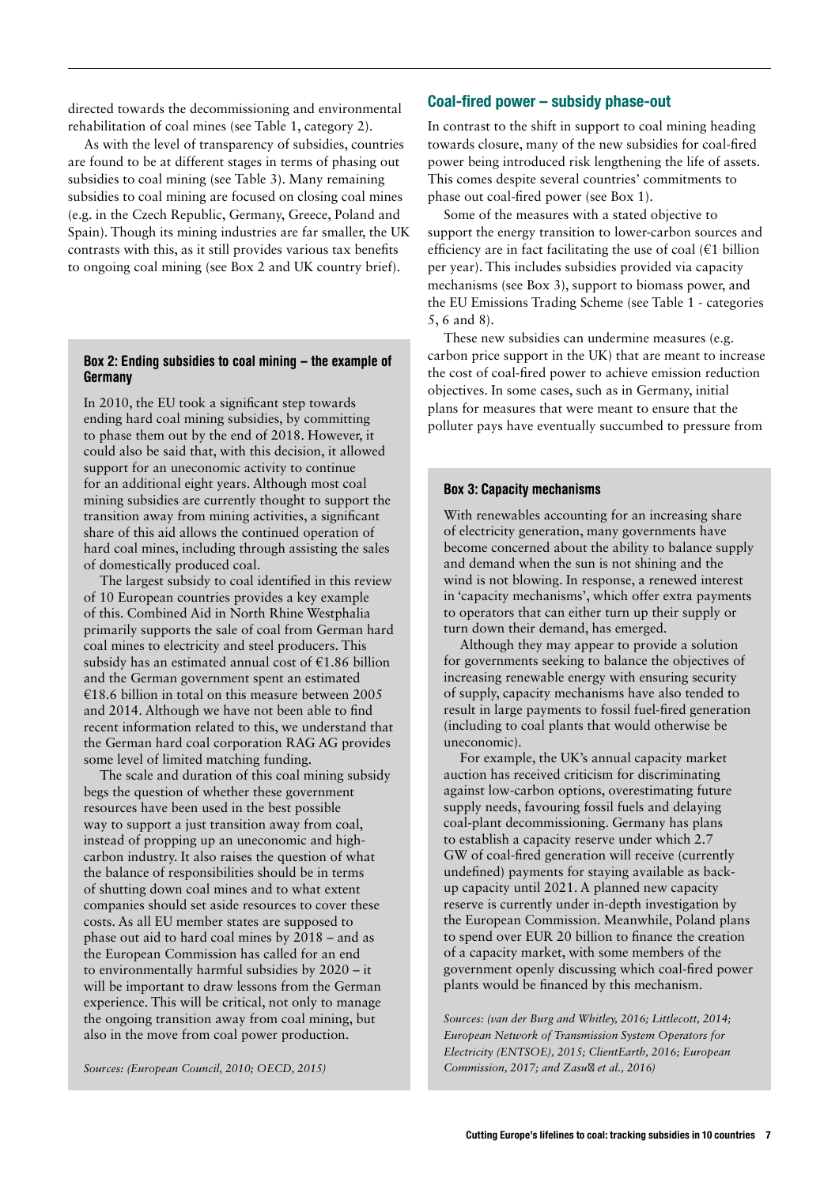directed towards the decommissioning and environmental rehabilitation of coal mines (see Table 1, category 2).

As with the level of transparency of subsidies, countries are found to be at different stages in terms of phasing out subsidies to coal mining (see Table 3). Many remaining subsidies to coal mining are focused on closing coal mines (e.g. in the Czech Republic, Germany, Greece, Poland and Spain). Though its mining industries are far smaller, the UK contrasts with this, as it still provides various tax benefits to ongoing coal mining (see Box 2 and UK country brief).

> **Box 2: Ending subsidies to coal mining – the example of Germany**
>
> In 2010, the EU took a significant step towards ending hard coal mining subsidies, by committing to phase them out by the end of 2018. However, it could also be said that, with this decision, it allowed support for an uneconomic activity to continue for an additional eight years. Although most coal mining subsidies are currently thought to support the transition away from mining activities, a significant share of this aid allows the continued operation of hard coal mines, including through assisting the sales of domestically produced coal.
>
> The largest subsidy to coal identified in this review of 10 European countries provides a key example of this. Combined Aid in North Rhine Westphalia primarily supports the sale of coal from German hard coal mines to electricity and steel producers. This subsidy has an estimated annual cost of €1.86 billion and the German government spent an estimated €18.6 billion in total on this measure between 2005 and 2014. Although we have not been able to find recent information related to this, we understand that the German hard coal corporation RAG AG provides some level of limited matching funding.
>
> The scale and duration of this coal mining subsidy begs the question of whether these government resources have been used in the best possible way to support a just transition away from coal, instead of propping up an uneconomic and high-carbon industry. It also raises the question of what the balance of responsibilities should be in terms of shutting down coal mines and to what extent companies should set aside resources to cover these costs. As all EU member states are supposed to phase out aid to hard coal mines by 2018 – and as the European Commission has called for an end to environmentally harmful subsidies by 2020 – it will be important to draw lessons from the German experience. This will be critical, not only to manage the ongoing transition away from coal mining, but also in the move from coal power production.
>
> *Sources: (European Council, 2010; OECD, 2015)*

## Coal-fired power – subsidy phase-out

In contrast to the shift in support to coal mining heading towards closure, many of the new subsidies for coal-fired power being introduced risk lengthening the life of assets. This comes despite several countries' commitments to phase out coal-fired power (see Box 1).

Some of the measures with a stated objective to support the energy transition to lower-carbon sources and efficiency are in fact facilitating the use of coal (€1 billion per year). This includes subsidies provided via capacity mechanisms (see Box 3), support to biomass power, and the EU Emissions Trading Scheme (see Table 1 - categories 5, 6 and 8).

These new subsidies can undermine measures (e.g. carbon price support in the UK) that are meant to increase the cost of coal-fired power to achieve emission reduction objectives. In some cases, such as in Germany, initial plans for measures that were meant to ensure that the polluter pays have eventually succumbed to pressure from

> **Box 3: Capacity mechanisms**
>
> With renewables accounting for an increasing share of electricity generation, many governments have become concerned about the ability to balance supply and demand when the sun is not shining and the wind is not blowing. In response, a renewed interest in 'capacity mechanisms', which offer extra payments to operators that can either turn up their supply or turn down their demand, has emerged.
>
> Although they may appear to provide a solution for governments seeking to balance the objectives of increasing renewable energy with ensuring security of supply, capacity mechanisms have also tended to result in large payments to fossil fuel-fired generation (including to coal plants that would otherwise be uneconomic).
>
> For example, the UK's annual capacity market auction has received criticism for discriminating against low-carbon options, overestimating future supply needs, favouring fossil fuels and delaying coal-plant decommissioning. Germany has plans to establish a capacity reserve under which 2.7 GW of coal-fired generation will receive (currently undefined) payments for staying available as back-up capacity until 2021. A planned new capacity reserve is currently under in-depth investigation by the European Commission. Meanwhile, Poland plans to spend over EUR 20 billion to finance the creation of a capacity market, with some members of the government openly discussing which coal-fired power plants would be financed by this mechanism.
>
> *Sources: (van der Burg and Whitley, 2016; Littlecott, 2014; European Network of Transmission System Operators for Electricity (ENTSOE), 2015; ClientEarth, 2016; European Commission, 2017; and Zasuń et al., 2016)*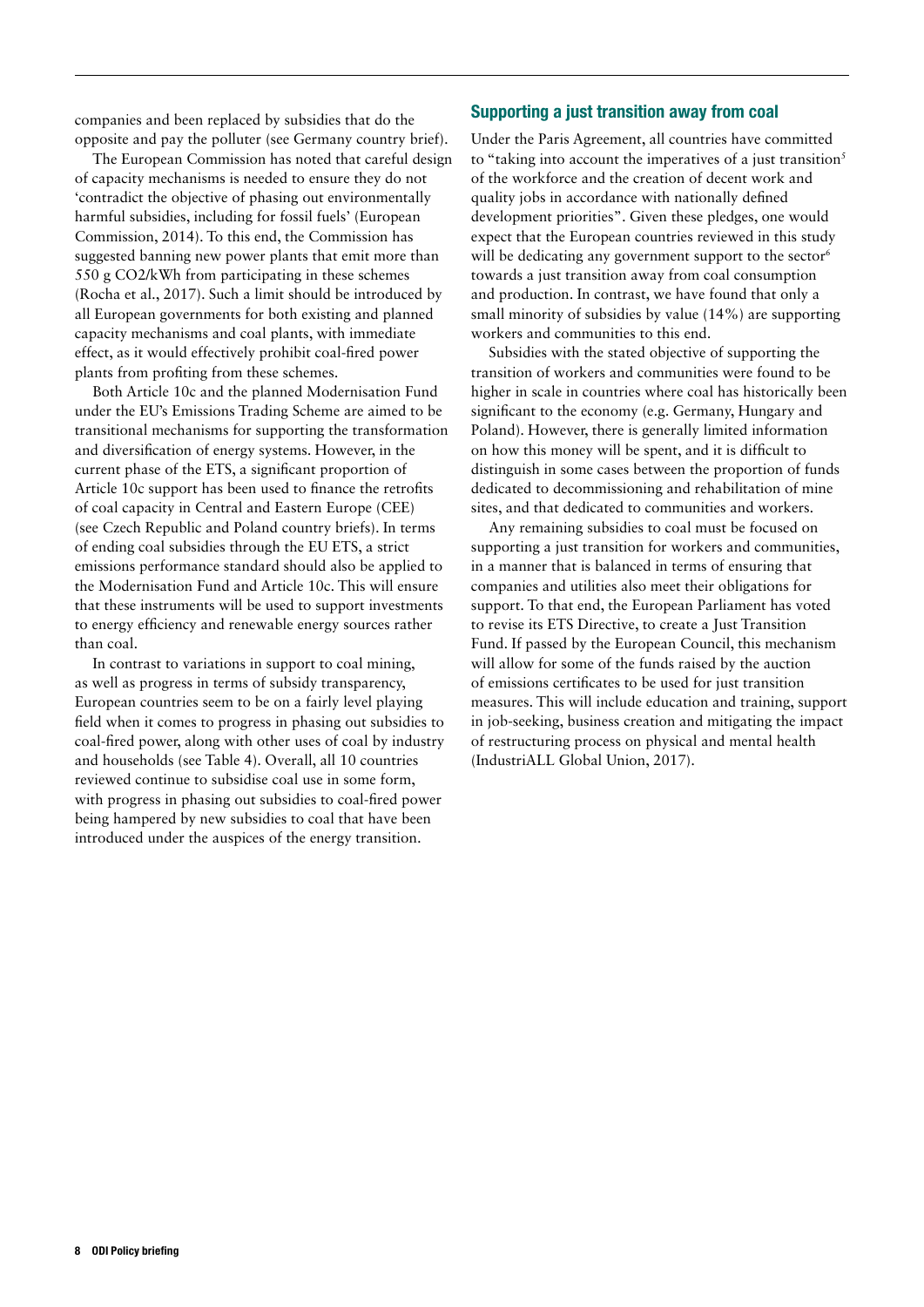companies and been replaced by subsidies that do the opposite and pay the polluter (see Germany country brief).

The European Commission has noted that careful design of capacity mechanisms is needed to ensure they do not 'contradict the objective of phasing out environmentally harmful subsidies, including for fossil fuels' (European Commission, 2014). To this end, the Commission has suggested banning new power plants that emit more than 550 g $CO_2$/kWh from participating in these schemes (Rocha et al., 2017). Such a limit should be introduced by all European governments for both existing and planned capacity mechanisms and coal plants, with immediate effect, as it would effectively prohibit coal-fired power plants from profiting from these schemes.

Both Article 10c and the planned Modernisation Fund under the EU's Emissions Trading Scheme are aimed to be transitional mechanisms for supporting the transformation and diversification of energy systems. However, in the current phase of the ETS, a significant proportion of Article 10c support has been used to finance the retrofits of coal capacity in Central and Eastern Europe (CEE) (see Czech Republic and Poland country briefs). In terms of ending coal subsidies through the EU ETS, a strict emissions performance standard should also be applied to the Modernisation Fund and Article 10c. This will ensure that these instruments will be used to support investments to energy efficiency and renewable energy sources rather than coal.

In contrast to variations in support to coal mining, as well as progress in terms of subsidy transparency, European countries seem to be on a fairly level playing field when it comes to progress in phasing out subsidies to coal-fired power, along with other uses of coal by industry and households (see Table 4). Overall, all 10 countries reviewed continue to subsidise coal use in some form, with progress in phasing out subsidies to coal-fired power being hampered by new subsidies to coal that have been introduced under the auspices of the energy transition.

## Supporting a just transition away from coal

Under the Paris Agreement, all countries have committed to "taking into account the imperatives of a just transition[5] of the workforce and the creation of decent work and quality jobs in accordance with nationally defined development priorities". Given these pledges, one would expect that the European countries reviewed in this study will be dedicating any government support to the sector[6] towards a just transition away from coal consumption and production. In contrast, we have found that only a small minority of subsidies by value (14%) are supporting workers and communities to this end.

Subsidies with the stated objective of supporting the transition of workers and communities were found to be higher in scale in countries where coal has historically been significant to the economy (e.g. Germany, Hungary and Poland). However, there is generally limited information on how this money will be spent, and it is difficult to distinguish in some cases between the proportion of funds dedicated to decommissioning and rehabilitation of mine sites, and that dedicated to communities and workers.

Any remaining subsidies to coal must be focused on supporting a just transition for workers and communities, in a manner that is balanced in terms of ensuring that companies and utilities also meet their obligations for support. To that end, the European Parliament has voted to revise its ETS Directive, to create a Just Transition Fund. If passed by the European Council, this mechanism will allow for some of the funds raised by the auction of emissions certificates to be used for just transition measures. This will include education and training, support in job-seeking, business creation and mitigating the impact of restructuring process on physical and mental health (IndustriALL Global Union, 2017).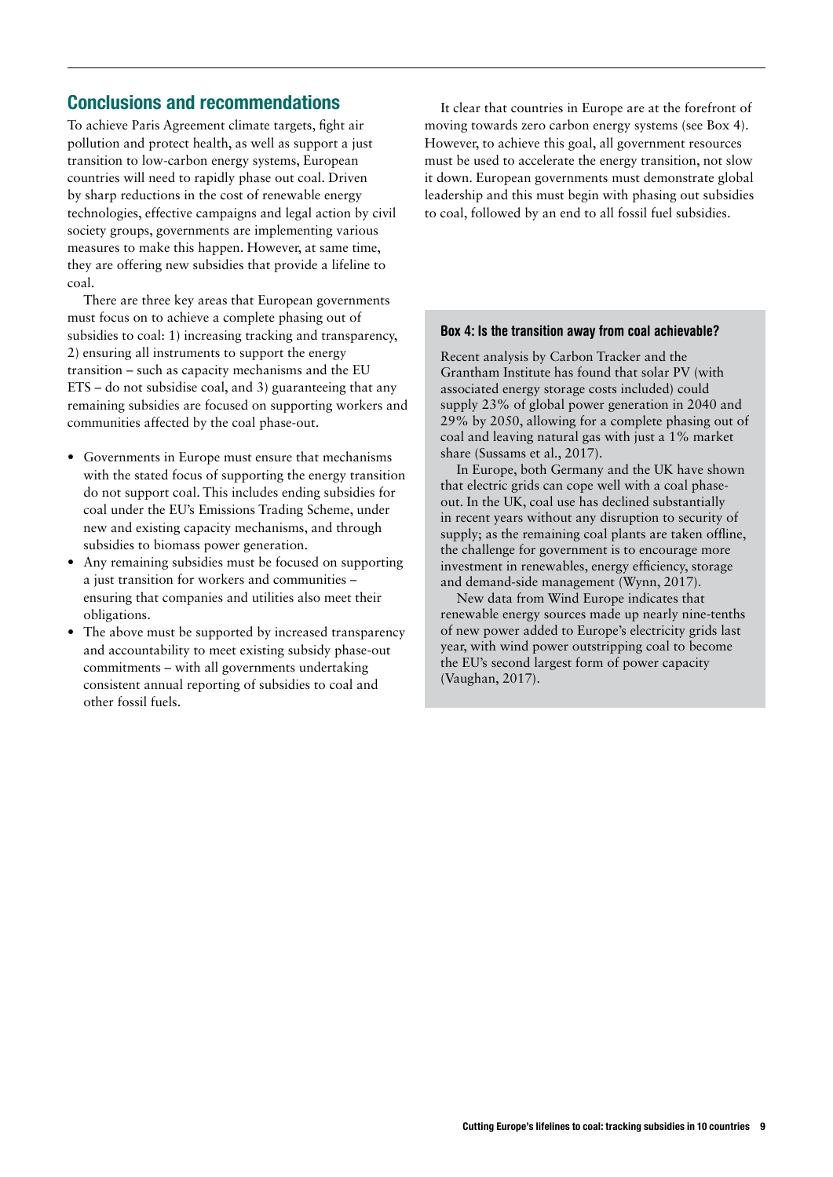## Conclusions and recommendations

To achieve Paris Agreement climate targets, fight air pollution and protect health, as well as support a just transition to low-carbon energy systems, European countries will need to rapidly phase out coal. Driven by sharp reductions in the cost of renewable energy technologies, effective campaigns and legal action by civil society groups, governments are implementing various measures to make this happen. However, at same time, they are offering new subsidies that provide a lifeline to coal.

There are three key areas that European governments must focus on to achieve a complete phasing out of subsidies to coal: 1) increasing tracking and transparency, 2) ensuring all instruments to support the energy transition – such as capacity mechanisms and the EU ETS – do not subsidise coal, and 3) guaranteeing that any remaining subsidies are focused on supporting workers and communities affected by the coal phase-out.

- Governments in Europe must ensure that mechanisms with the stated focus of supporting the energy transition do not support coal. This includes ending subsidies for coal under the EU's Emissions Trading Scheme, under new and existing capacity mechanisms, and through subsidies to biomass power generation.
- Any remaining subsidies must be focused on supporting a just transition for workers and communities – ensuring that companies and utilities also meet their obligations.
- The above must be supported by increased transparency and accountability to meet existing subsidy phase-out commitments – with all governments undertaking consistent annual reporting of subsidies to coal and other fossil fuels.

It clear that countries in Europe are at the forefront of moving towards zero carbon energy systems (see Box 4). However, to achieve this goal, all government resources must be used to accelerate the energy transition, not slow it down. European governments must demonstrate global leadership and this must begin with phasing out subsidies to coal, followed by an end to all fossil fuel subsidies.

### Box 4: Is the transition away from coal achievable?

Recent analysis by Carbon Tracker and the Grantham Institute has found that solar PV (with associated energy storage costs included) could supply 23% of global power generation in 2040 and 29% by 2050, allowing for a complete phasing out of coal and leaving natural gas with just a 1% market share (Sussams et al., 2017).

In Europe, both Germany and the UK have shown that electric grids can cope well with a coal phase-out. In the UK, coal use has declined substantially in recent years without any disruption to security of supply; as the remaining coal plants are taken offline, the challenge for government is to encourage more investment in renewables, energy efficiency, storage and demand-side management (Wynn, 2017).

New data from Wind Europe indicates that renewable energy sources made up nearly nine-tenths of new power added to Europe's electricity grids last year, with wind power outstripping coal to become the EU's second largest form of power capacity (Vaughan, 2017).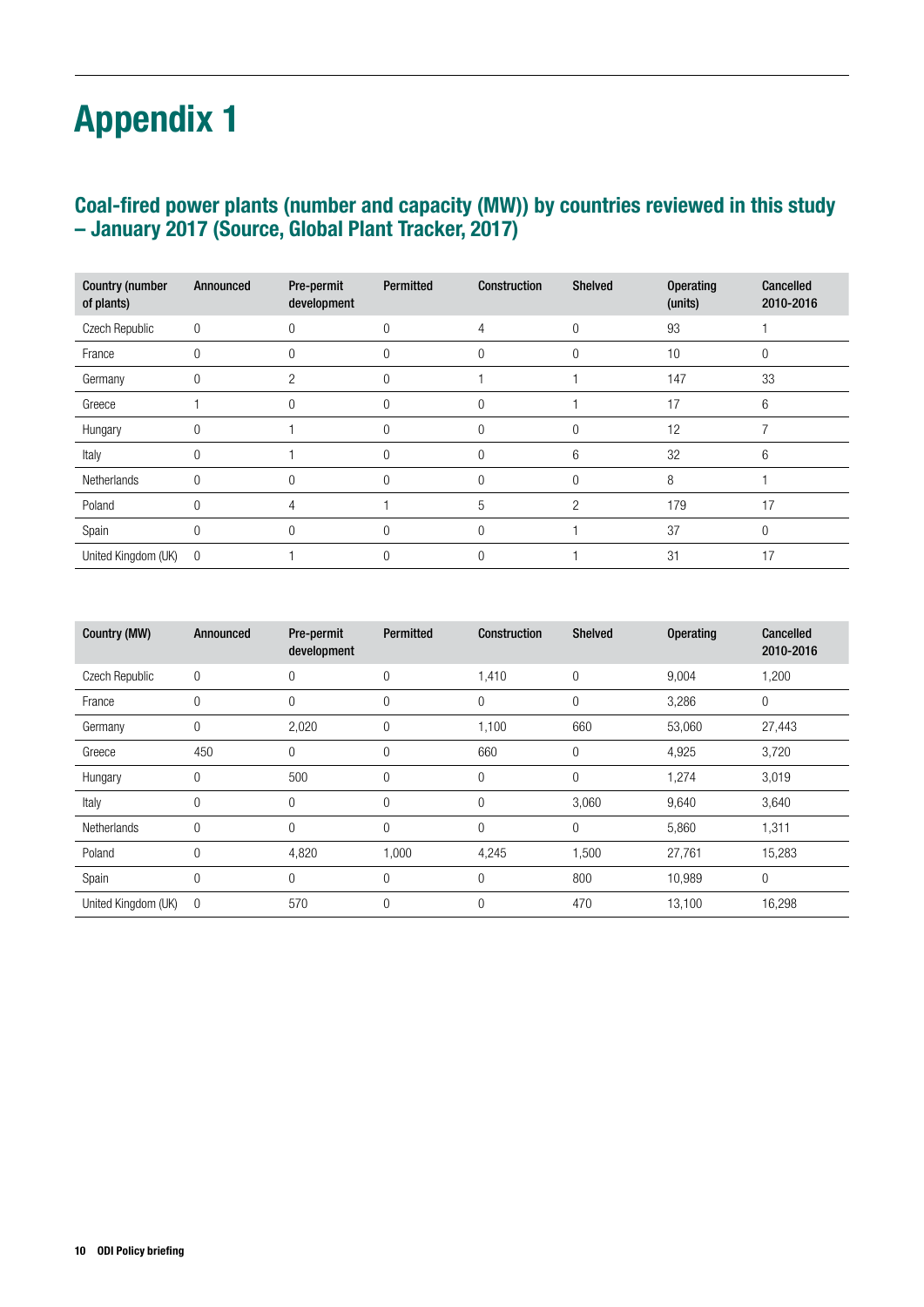# Appendix 1

## Coal-fired power plants (number and capacity (MW)) by countries reviewed in this study – January 2017 (Source, Global Plant Tracker, 2017)

| Country (number of plants) | Announced | Pre-permit development | Permitted | Construction | Shelved | Operating (units) | Cancelled 2010-2016 |
|---|---|---|---|---|---|---|---|
| Czech Republic | 0 | 0 | 0 | 4 | 0 | 93 | 1 |
| France | 0 | 0 | 0 | 0 | 0 | 10 | 0 |
| Germany | 0 | 2 | 0 | 1 | 1 | 147 | 33 |
| Greece | 1 | 0 | 0 | 0 | 1 | 17 | 6 |
| Hungary | 0 | 1 | 0 | 0 | 0 | 12 | 7 |
| Italy | 0 | 1 | 0 | 0 | 6 | 32 | 6 |
| Netherlands | 0 | 0 | 0 | 0 | 0 | 8 | 1 |
| Poland | 0 | 4 | 1 | 5 | 2 | 179 | 17 |
| Spain | 0 | 0 | 0 | 0 | 1 | 37 | 0 |
| United Kingdom (UK) | 0 | 1 | 0 | 0 | 1 | 31 | 17 |

| Country (MW) | Announced | Pre-permit development | Permitted | Construction | Shelved | Operating | Cancelled 2010-2016 |
|---|---|---|---|---|---|---|---|
| Czech Republic | 0 | 0 | 0 | 1,410 | 0 | 9,004 | 1,200 |
| France | 0 | 0 | 0 | 0 | 0 | 3,286 | 0 |
| Germany | 0 | 2,020 | 0 | 1,100 | 660 | 53,060 | 27,443 |
| Greece | 450 | 0 | 0 | 660 | 0 | 4,925 | 3,720 |
| Hungary | 0 | 500 | 0 | 0 | 0 | 1,274 | 3,019 |
| Italy | 0 | 0 | 0 | 0 | 3,060 | 9,640 | 3,640 |
| Netherlands | 0 | 0 | 0 | 0 | 0 | 5,860 | 1,311 |
| Poland | 0 | 4,820 | 1,000 | 4,245 | 1,500 | 27,761 | 15,283 |
| Spain | 0 | 0 | 0 | 0 | 800 | 10,989 | 0 |
| United Kingdom (UK) | 0 | 570 | 0 | 0 | 470 | 13,100 | 16,298 |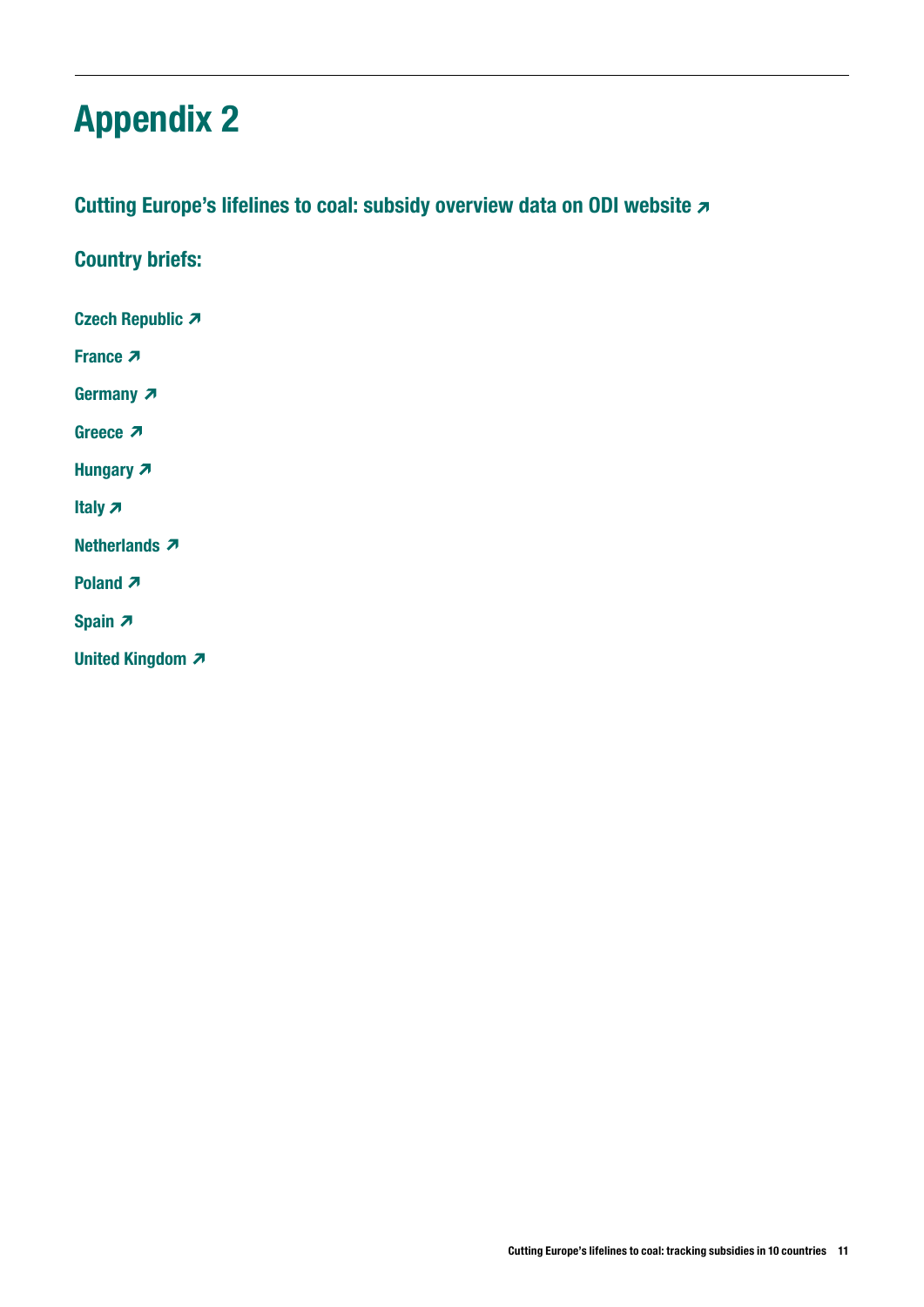# Appendix 2

## Cutting Europe's lifelines to coal: subsidy overview data on ODI website ↗

## Country briefs:

**Czech Republic ↗**

**France ↗**

**Germany ↗**

**Greece ↗**

**Hungary ↗**

**Italy ↗**

**Netherlands ↗**

**Poland ↗**

**Spain ↗**

**United Kingdom ↗**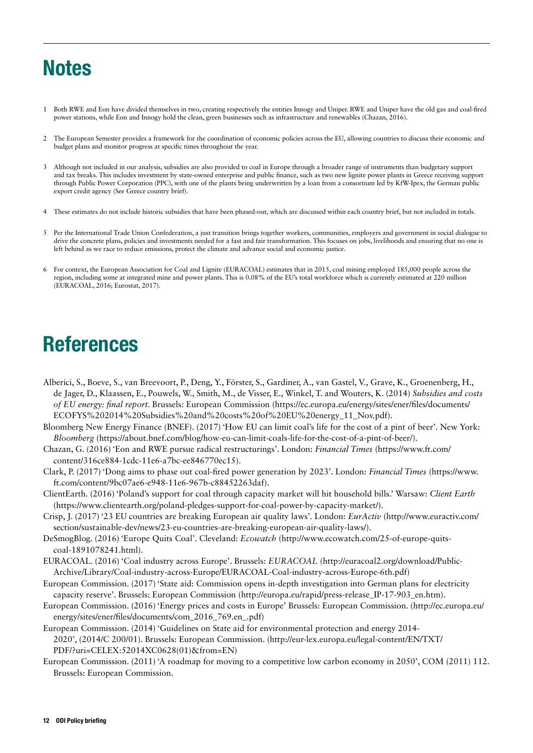# Notes

1 Both RWE and Eon have divided themselves in two, creating respectively the entities Innogy and Uniper. RWE and Uniper have the old gas and coal-fired power stations, while Eon and Innogy hold the clean, green businesses such as infrastructure and renewables (Chazan, 2016).

2 The European Semester provides a framework for the coordination of economic policies across the EU, allowing countries to discuss their economic and budget plans and monitor progress at specific times throughout the year.

3 Although not included in our analysis, subsidies are also provided to coal in Europe through a broader range of instruments than budgetary support and tax breaks. This includes investment by state-owned enterprise and public finance, such as two new lignite power plants in Greece receiving support through Public Power Corporation (PPC), with one of the plants being underwritten by a loan from a consortium led by KfW-Ipex, the German public export credit agency (See Greece country brief).

4 These estimates do not include historic subsidies that have been phased-out, which are discussed within each country brief, but not included in totals.

5 Per the International Trade Union Confederation, a just transition brings together workers, communities, employers and government in social dialogue to drive the concrete plans, policies and investments needed for a fast and fair transformation. This focuses on jobs, livelihoods and ensuring that no one is left behind as we race to reduce emissions, protect the climate and advance social and economic justice.

6 For context, the European Association for Coal and Lignite (EURACOAL) estimates that in 2015, coal mining employed 185,000 people across the region, including some at integrated mine and power plants. This is 0.08% of the EU's total workforce which is currently estimated at 220 million (EURACOAL, 2016; Eurostat, 2017).

# References

Alberici, S., Boeve, S., van Breevoort, P., Deng, Y., Förster, S., Gardiner, A., van Gastel, V., Grave, K., Groenenberg, H., de Jager, D., Klaassen, E., Pouwels, W., Smith, M., de Visser, E., Winkel, T. and Wouters, K. (2014) *Subsidies and costs of EU energy: final report*. Brussels: European Commission (https://ec.europa.eu/energy/sites/ener/files/documents/ECOFYS%202014%20Subsidies%20and%20costs%20of%20EU%20energy_11_Nov.pdf).

Bloomberg New Energy Finance (BNEF). (2017) 'How EU can limit coal's life for the cost of a pint of beer'. New York: *Bloomberg* (https://about.bnef.com/blog/how-eu-can-limit-coals-life-for-the-cost-of-a-pint-of-beer/).

Chazan, G. (2016) 'Eon and RWE pursue radical restructurings'. London: *Financial Times* (https://www.ft.com/content/316ce884-1cdc-11e6-a7bc-ee846770ec15).

Clark, P. (2017) 'Dong aims to phase out coal-fired power generation by 2023'. London: *Financial Times* (https://www.ft.com/content/9bc07ae6-e948-11e6-967b-c88452263daf).

ClientEarth. (2016) 'Poland's support for coal through capacity market will hit household bills.' Warsaw: *Client Earth* (https://www.clientearth.org/poland-pledges-support-for-coal-power-by-capacity-market/).

Crisp, J. (2017) '23 EU countries are breaking European air quality laws'. London: *EurActiv* (http://www.euractiv.com/section/sustainable-dev/news/23-eu-countries-are-breaking-european-air-quality-laws/).

DeSmogBlog. (2016) 'Europe Quits Coal'. Cleveland: *Ecowatch* (http://www.ecowatch.com/25-of-europe-quits-coal-1891078241.html).

EURACOAL. (2016) 'Coal industry across Europe'. Brussels: *EURACOAL* (http://euracoal2.org/download/Public-Archive/Library/Coal-industry-across-Europe/EURACOAL-Coal-industry-across-Europe-6th.pdf)

European Commission. (2017) 'State aid: Commission opens in-depth investigation into German plans for electricity capacity reserve'. Brussels: European Commission (http://europa.eu/rapid/press-release_IP-17-903_en.htm).

European Commission. (2016) 'Energy prices and costs in Europe' Brussels: European Commission. (http://ec.europa.eu/energy/sites/ener/files/documents/com_2016_769.en_.pdf)

European Commission. (2014) 'Guidelines on State aid for environmental protection and energy 2014-2020', (2014/C 200/01). Brussels: European Commission. (http://eur-lex.europa.eu/legal-content/EN/TXT/PDF/?uri=CELEX:52014XC0628(01)&from=EN)

European Commission. (2011) 'A roadmap for moving to a competitive low carbon economy in 2050', COM (2011) 112. Brussels: European Commission.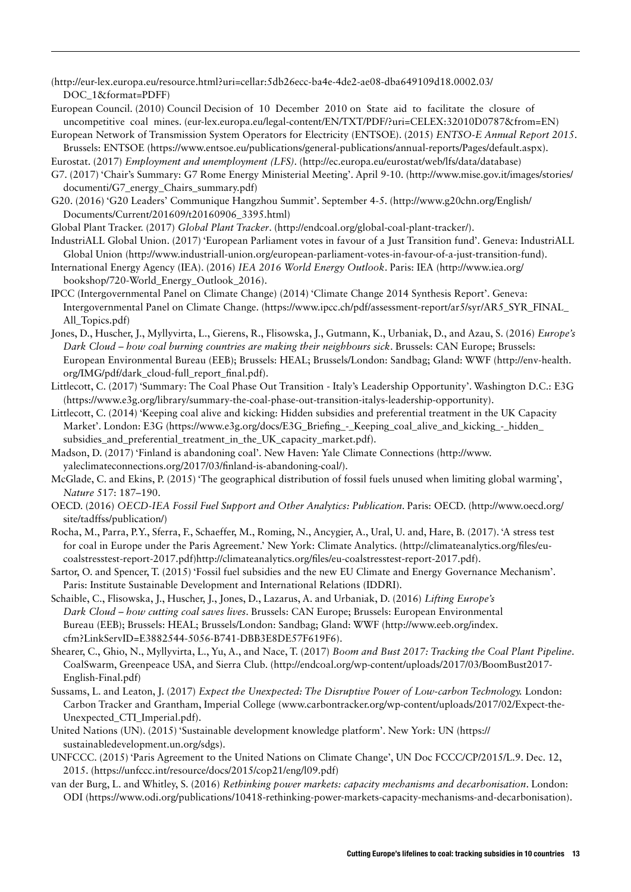(http://eur-lex.europa.eu/resource.html?uri=cellar:5db26ecc-ba4e-4de2-ae08-dba649109d18.0002.03/DOC_1&format=PDFF)

European Council. (2010) Council Decision of 10 December 2010 on State aid to facilitate the closure of uncompetitive coal mines. (eur-lex.europa.eu/legal-content/EN/TXT/PDF/?uri=CELEX:32010D0787&from=EN)

European Network of Transmission System Operators for Electricity (ENTSOE). (2015) *ENTSO-E Annual Report 2015*. Brussels: ENTSOE (https://www.entsoe.eu/publications/general-publications/annual-reports/Pages/default.aspx).

Eurostat. (2017) *Employment and unemployment (LFS)*. (http://ec.europa.eu/eurostat/web/lfs/data/database)

G7. (2017) 'Chair's Summary: G7 Rome Energy Ministerial Meeting'. April 9-10. (http://www.mise.gov.it/images/stories/documenti/G7_energy_Chairs_summary.pdf)

G20. (2016) 'G20 Leaders' Communique Hangzhou Summit'. September 4-5. (http://www.g20chn.org/English/Documents/Current/201609/t20160906_3395.html)

Global Plant Tracker. (2017) *Global Plant Tracker*. (http://endcoal.org/global-coal-plant-tracker/).

IndustriALL Global Union. (2017) 'European Parliament votes in favour of a Just Transition fund'. Geneva: IndustriALL Global Union (http://www.industriall-union.org/european-parliament-votes-in-favour-of-a-just-transition-fund).

International Energy Agency (IEA). (2016) *IEA 2016 World Energy Outlook*. Paris: IEA (http://www.iea.org/bookshop/720-World_Energy_Outlook_2016).

IPCC (Intergovernmental Panel on Climate Change) (2014) 'Climate Change 2014 Synthesis Report'. Geneva: Intergovernmental Panel on Climate Change. (https://www.ipcc.ch/pdf/assessment-report/ar5/syr/AR5_SYR_FINAL_All_Topics.pdf)

Jones, D., Huscher, J., Myllyvirta, L., Gierens, R., Flisowska, J., Gutmann, K., Urbaniak, D., and Azau, S. (2016) *Europe's Dark Cloud – how coal burning countries are making their neighbours sick*. Brussels: CAN Europe; Brussels: European Environmental Bureau (EEB); Brussels: HEAL; Brussels/London: Sandbag; Gland: WWF (http://env-health.org/IMG/pdf/dark_cloud-full_report_final.pdf).

Littlecott, C. (2017) 'Summary: The Coal Phase Out Transition - Italy's Leadership Opportunity'. Washington D.C.: E3G (https://www.e3g.org/library/summary-the-coal-phase-out-transition-italys-leadership-opportunity).

Littlecott, C. (2014) 'Keeping coal alive and kicking: Hidden subsidies and preferential treatment in the UK Capacity Market'. London: E3G (https://www.e3g.org/docs/E3G_Briefing_-_Keeping_coal_alive_and_kicking_-_hidden_subsidies_and_preferential_treatment_in_the_UK_capacity_market.pdf).

Madson, D. (2017) 'Finland is abandoning coal'. New Haven: Yale Climate Connections (http://www.yaleclimateconnections.org/2017/03/finland-is-abandoning-coal/).

McGlade, C. and Ekins, P. (2015) 'The geographical distribution of fossil fuels unused when limiting global warming', *Nature* 517: 187–190.

OECD. (2016) *OECD-IEA Fossil Fuel Support and Other Analytics: Publication*. Paris: OECD. (http://www.oecd.org/site/tadffss/publication/)

Rocha, M., Parra, P.Y., Sferra, F., Schaeffer, M., Roming, N., Ancygier, A., Ural, U. and, Hare, B. (2017). 'A stress test for coal in Europe under the Paris Agreement.' New York: Climate Analytics. (http://climateanalytics.org/files/eu-coalstresstest-report-2017.pdf)http://climateanalytics.org/files/eu-coalstresstest-report-2017.pdf).

Sartor, O. and Spencer, T. (2015) 'Fossil fuel subsidies and the new EU Climate and Energy Governance Mechanism'. Paris: Institute Sustainable Development and International Relations (IDDRI).

Schaible, C., Flisowska, J., Huscher, J., Jones, D., Lazarus, A. and Urbaniak, D. (2016) *Lifting Europe's Dark Cloud – how cutting coal saves lives*. Brussels: CAN Europe; Brussels: European Environmental Bureau (EEB); Brussels: HEAL; Brussels/London: Sandbag; Gland: WWF (http://www.eeb.org/index.cfm?LinkServID=E3882544-5056-B741-DBB3E8DE57F619F6).

Shearer, C., Ghio, N., Myllyvirta, L., Yu, A., and Nace, T. (2017) *Boom and Bust 2017: Tracking the Coal Plant Pipeline*. CoalSwarm, Greenpeace USA, and Sierra Club. (http://endcoal.org/wp-content/uploads/2017/03/BoomBust2017-English-Final.pdf)

Sussams, L. and Leaton, J. (2017) *Expect the Unexpected: The Disruptive Power of Low-carbon Technology.* London: Carbon Tracker and Grantham, Imperial College (www.carbontracker.org/wp-content/uploads/2017/02/Expect-the-Unexpected_CTI_Imperial.pdf).

United Nations (UN). (2015) 'Sustainable development knowledge platform'. New York: UN (https://sustainabledevelopment.un.org/sdgs).

UNFCCC. (2015) 'Paris Agreement to the United Nations on Climate Change', UN Doc FCCC/CP/2015/L.9. Dec. 12, 2015. (https://unfccc.int/resource/docs/2015/cop21/eng/l09.pdf)

van der Burg, L. and Whitley, S. (2016) *Rethinking power markets: capacity mechanisms and decarbonisation*. London: ODI (https://www.odi.org/publications/10418-rethinking-power-markets-capacity-mechanisms-and-decarbonisation).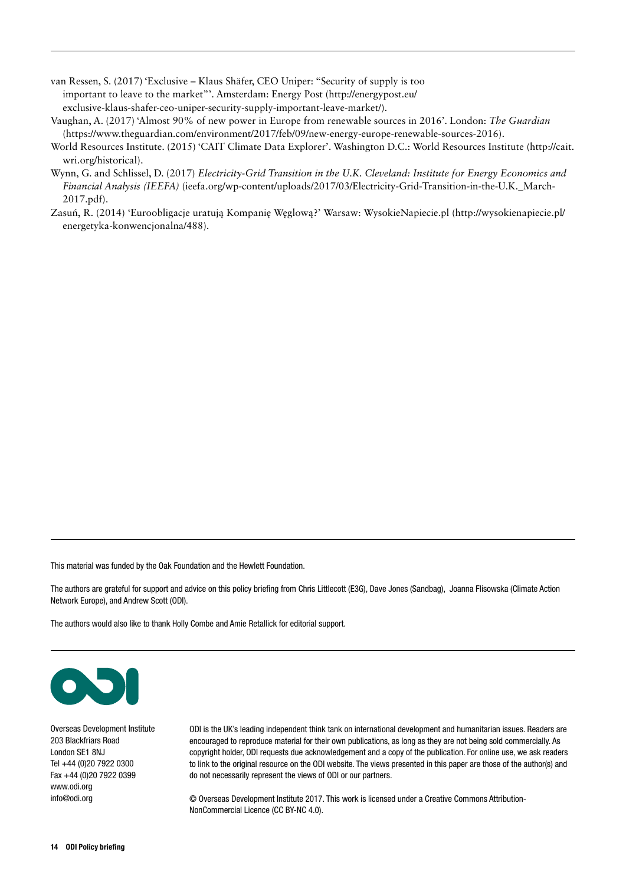van Ressen, S. (2017) 'Exclusive – Klaus Shäfer, CEO Uniper: "Security of supply is too important to leave to the market"'. Amsterdam: Energy Post (http://energypost.eu/exclusive-klaus-shafer-ceo-uniper-security-supply-important-leave-market/).

Vaughan, A. (2017) 'Almost 90% of new power in Europe from renewable sources in 2016'. London: *The Guardian* (https://www.theguardian.com/environment/2017/feb/09/new-energy-europe-renewable-sources-2016).

World Resources Institute. (2015) 'CAIT Climate Data Explorer'. Washington D.C.: World Resources Institute (http://cait.wri.org/historical).

Wynn, G. and Schlissel, D. (2017) *Electricity-Grid Transition in the U.K. Cleveland: Institute for Energy Economics and Financial Analysis (IEEFA)* (ieefa.org/wp-content/uploads/2017/03/Electricity-Grid-Transition-in-the-U.K._March-2017.pdf).

Zasuń, R. (2014) 'Euroobligacje uratują Kompanię Węglową?' Warsaw: WysokieNapiecie.pl (http://wysokienapiecie.pl/energetyka-konwencjonalna/488).

This material was funded by the Oak Foundation and the Hewlett Foundation.

The authors are grateful for support and advice on this policy briefing from Chris Littlecott (E3G), Dave Jones (Sandbag), Joanna Flisowska (Climate Action Network Europe), and Andrew Scott (ODI).

The authors would also like to thank Holly Combe and Amie Retallick for editorial support.

Overseas Development Institute
203 Blackfriars Road
London SE1 8NJ
Tel +44 (0)20 7922 0300
Fax +44 (0)20 7922 0399
www.odi.org
info@odi.org

ODI is the UK's leading independent think tank on international development and humanitarian issues. Readers are encouraged to reproduce material for their own publications, as long as they are not being sold commercially. As copyright holder, ODI requests due acknowledgement and a copy of the publication. For online use, we ask readers to link to the original resource on the ODI website. The views presented in this paper are those of the author(s) and do not necessarily represent the views of ODI or our partners.

© Overseas Development Institute 2017. This work is licensed under a Creative Commons Attribution-NonCommercial Licence (CC BY-NC 4.0).